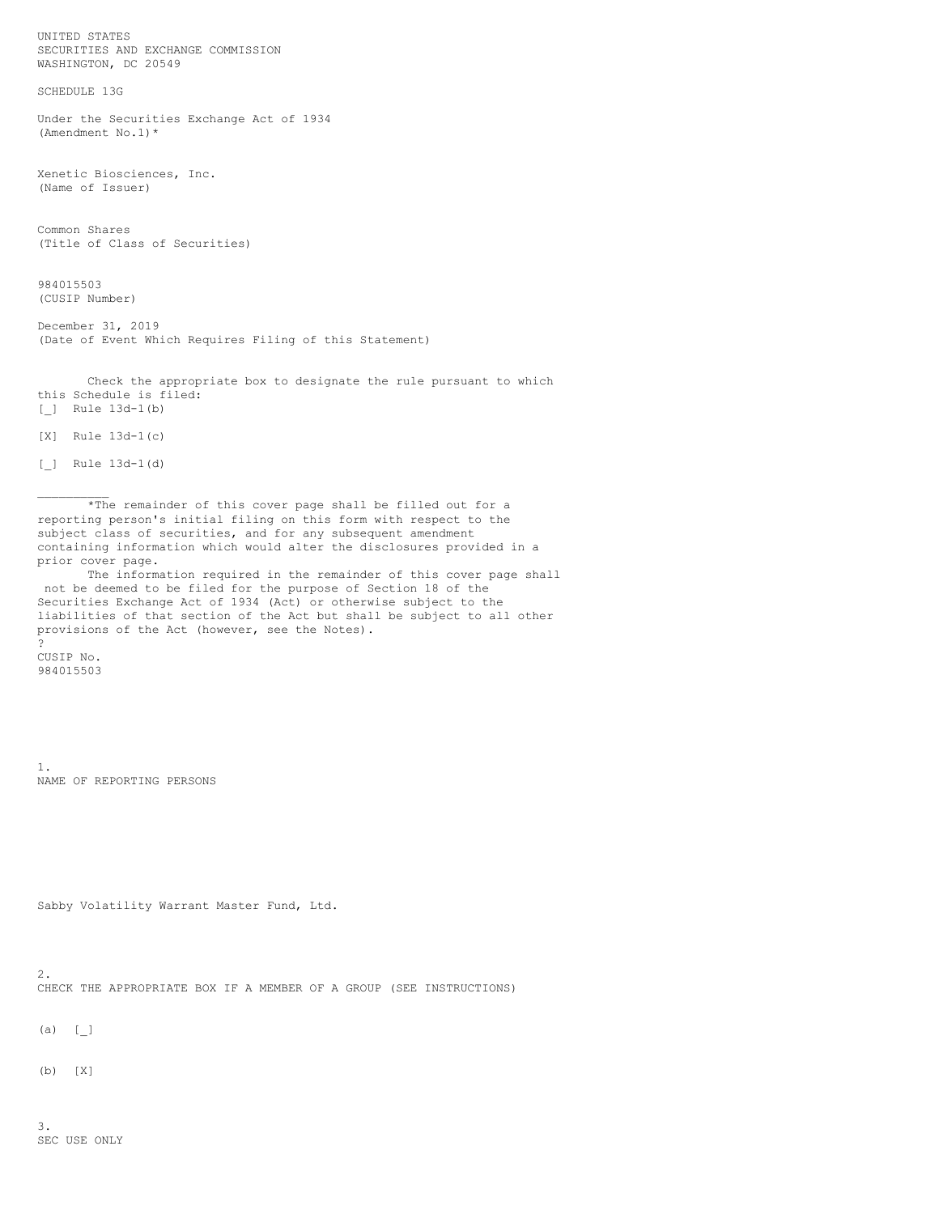UNITED STATES
SECURITIES AND EXCHANGE COMMISSION
WASHINGTON, DC 20549

SCHEDULE 13G

Under the Securities Exchange Act of 1934
(Amendment No.1)*

Xenetic Biosciences, Inc.
(Name of Issuer)

Common Shares
(Title of Class of Securities)

984015503
(CUSIP Number)

December 31, 2019
(Date of Event Which Requires Filing of this Statement)

Check the appropriate box to designate the rule pursuant to which this Schedule is filed:

[_] Rule 13d-1(b)

[X] Rule 13d-1(c)

[_] Rule 13d-1(d)

__________

*The remainder of this cover page shall be filled out for a reporting person's initial filing on this form with respect to the subject class of securities, and for any subsequent amendment containing information which would alter the disclosures provided in a prior cover page.

The information required in the remainder of this cover page shall not be deemed to be filed for the purpose of Section 18 of the Securities Exchange Act of 1934 (Act) or otherwise subject to the liabilities of that section of the Act but shall be subject to all other provisions of the Act (however, see the Notes).

?

CUSIP No.
984015503

1.
NAME OF REPORTING PERSONS

Sabby Volatility Warrant Master Fund, Ltd.

2.
CHECK THE APPROPRIATE BOX IF A MEMBER OF A GROUP (SEE INSTRUCTIONS)

(a) [_]

(b) [X]

3.
SEC USE ONLY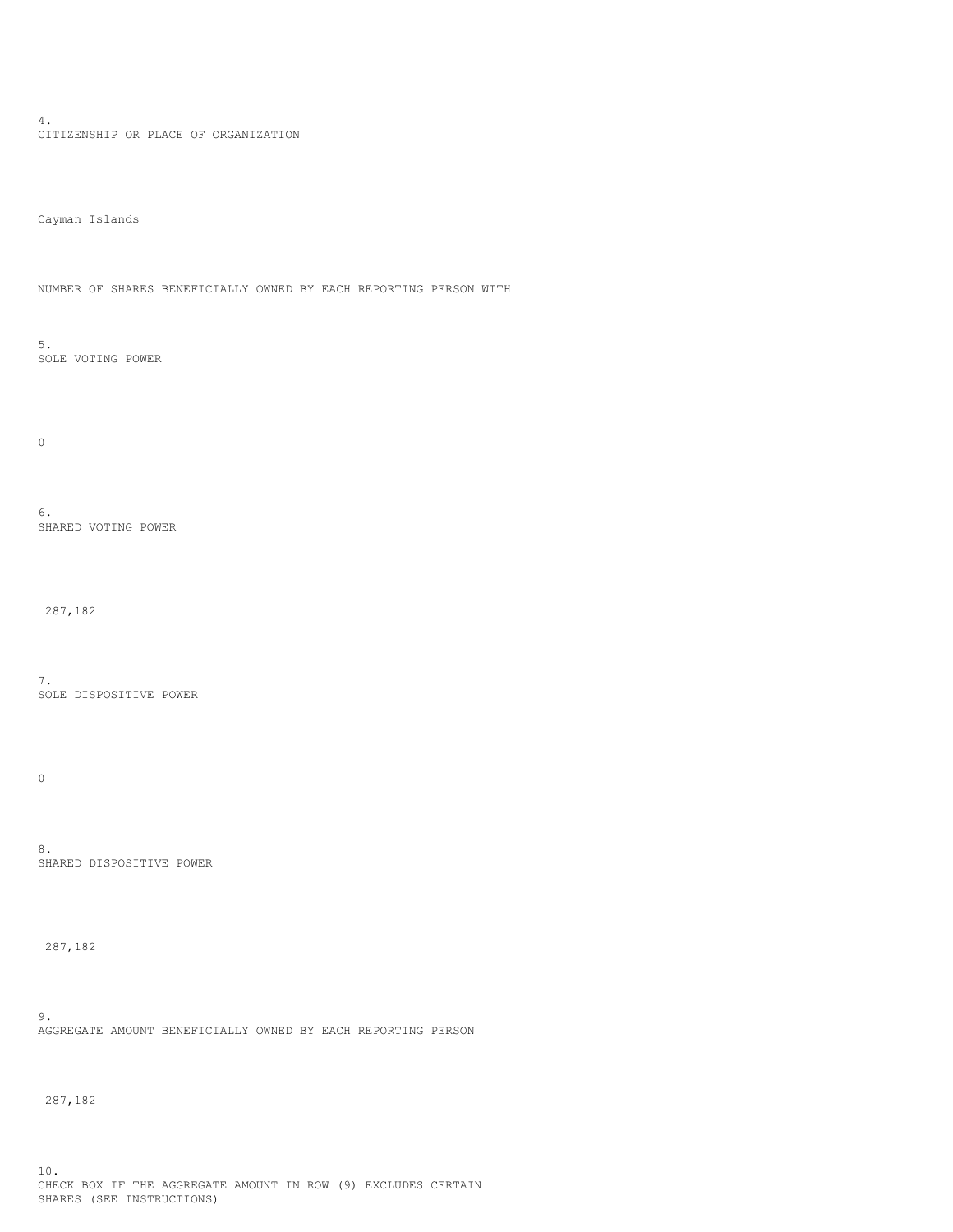4.
CITIZENSHIP OR PLACE OF ORGANIZATION

Cayman Islands

NUMBER OF SHARES BENEFICIALLY OWNED BY EACH REPORTING PERSON WITH

5.
SOLE VOTING POWER

0

6.
SHARED VOTING POWER

287,182

7.
SOLE DISPOSITIVE POWER

0

8.
SHARED DISPOSITIVE POWER

287,182

9.
AGGREGATE AMOUNT BENEFICIALLY OWNED BY EACH REPORTING PERSON

287,182

10.
CHECK BOX IF THE AGGREGATE AMOUNT IN ROW (9) EXCLUDES CERTAIN SHARES (SEE INSTRUCTIONS)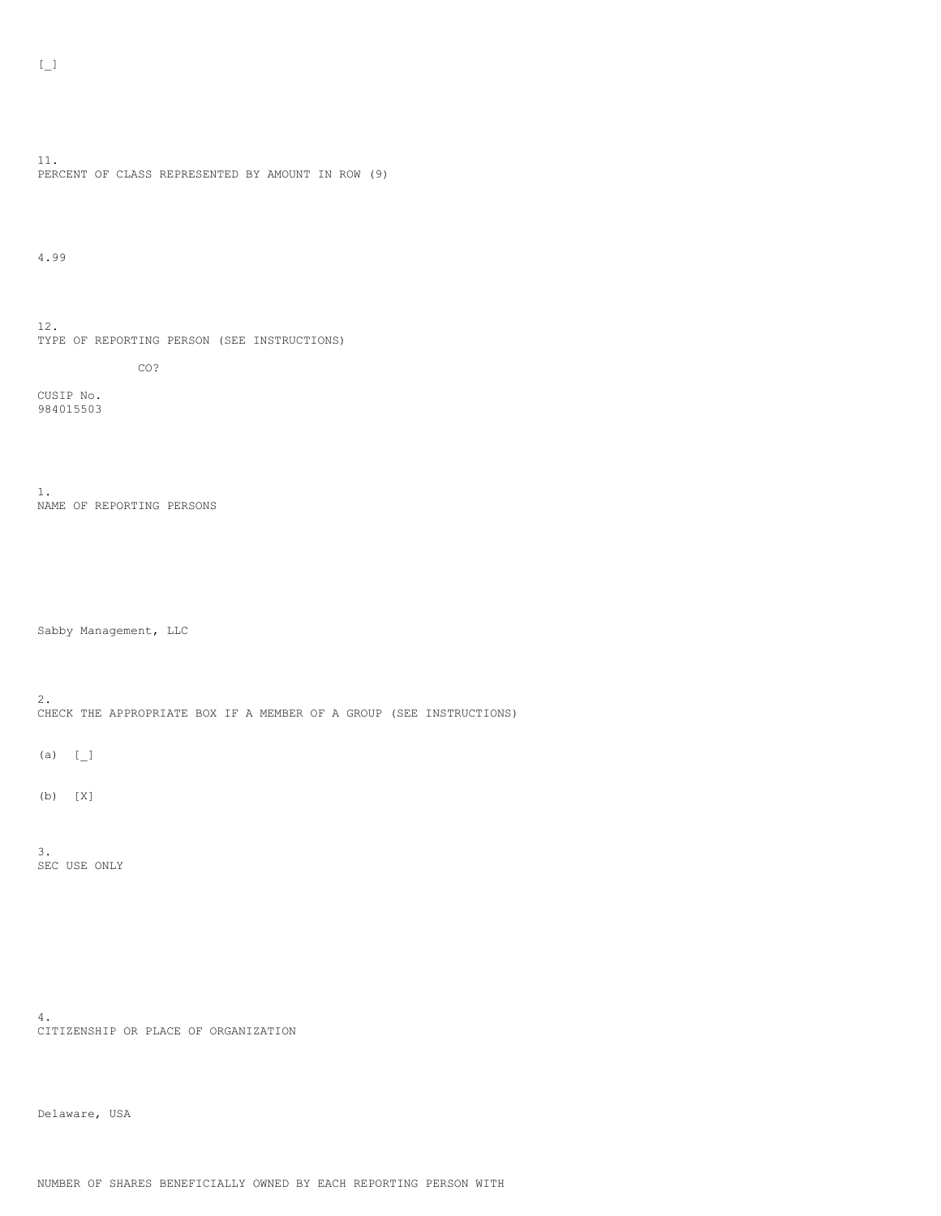[_]

11.
PERCENT OF CLASS REPRESENTED BY AMOUNT IN ROW (9)

4.99

12.
TYPE OF REPORTING PERSON (SEE INSTRUCTIONS)

CO?

CUSIP No.
984015503

1.
NAME OF REPORTING PERSONS

Sabby Management, LLC

2.
CHECK THE APPROPRIATE BOX IF A MEMBER OF A GROUP (SEE INSTRUCTIONS)

(a) [_]

(b) [X]

3.
SEC USE ONLY

4.
CITIZENSHIP OR PLACE OF ORGANIZATION

Delaware, USA

NUMBER OF SHARES BENEFICIALLY OWNED BY EACH REPORTING PERSON WITH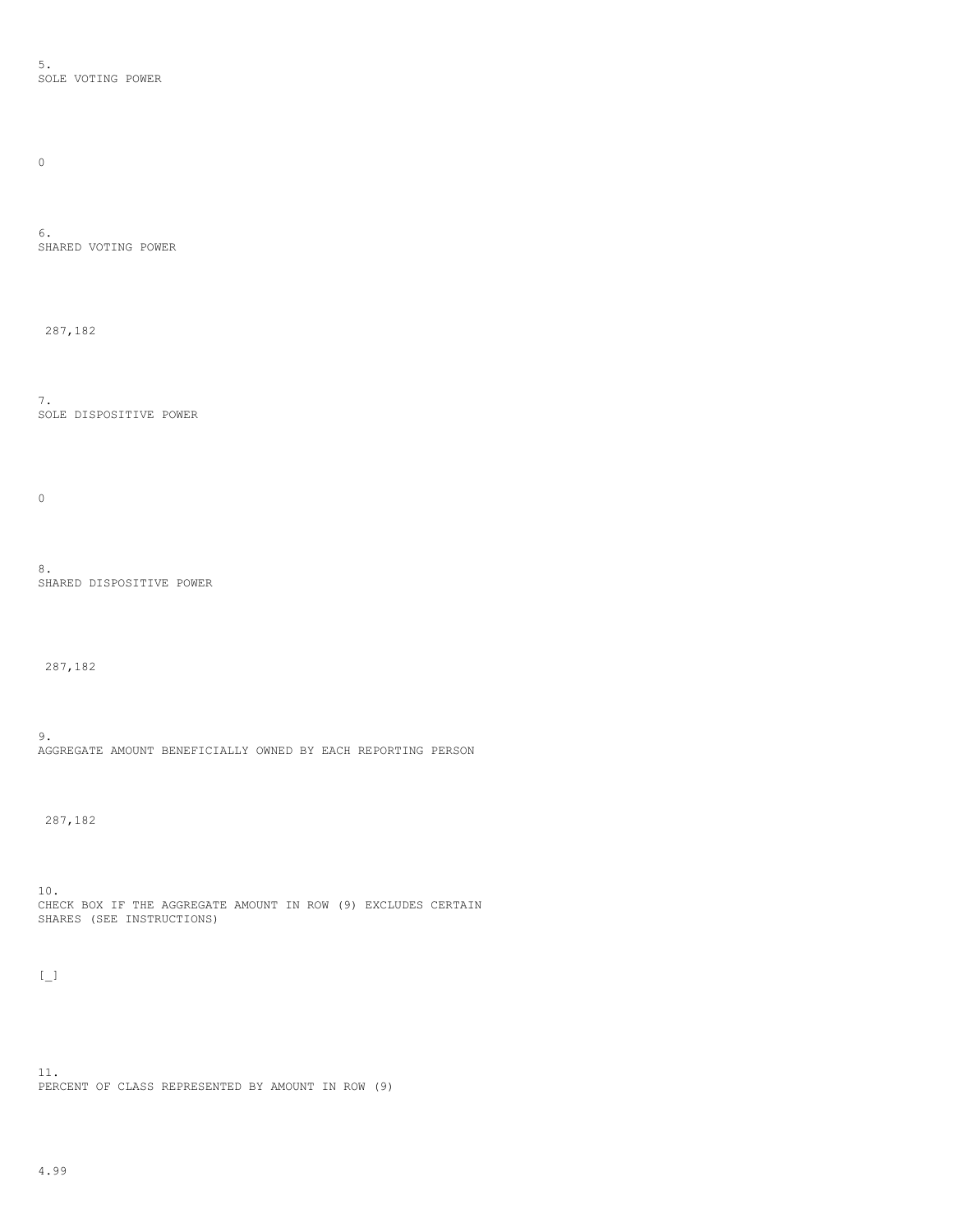5.
SOLE VOTING POWER

0

6.
SHARED VOTING POWER

287,182

7.
SOLE DISPOSITIVE POWER

0

8.
SHARED DISPOSITIVE POWER

287,182

9.
AGGREGATE AMOUNT BENEFICIALLY OWNED BY EACH REPORTING PERSON

287,182

10.
CHECK BOX IF THE AGGREGATE AMOUNT IN ROW (9) EXCLUDES CERTAIN SHARES (SEE INSTRUCTIONS)

[_]

11.
PERCENT OF CLASS REPRESENTED BY AMOUNT IN ROW (9)

4.99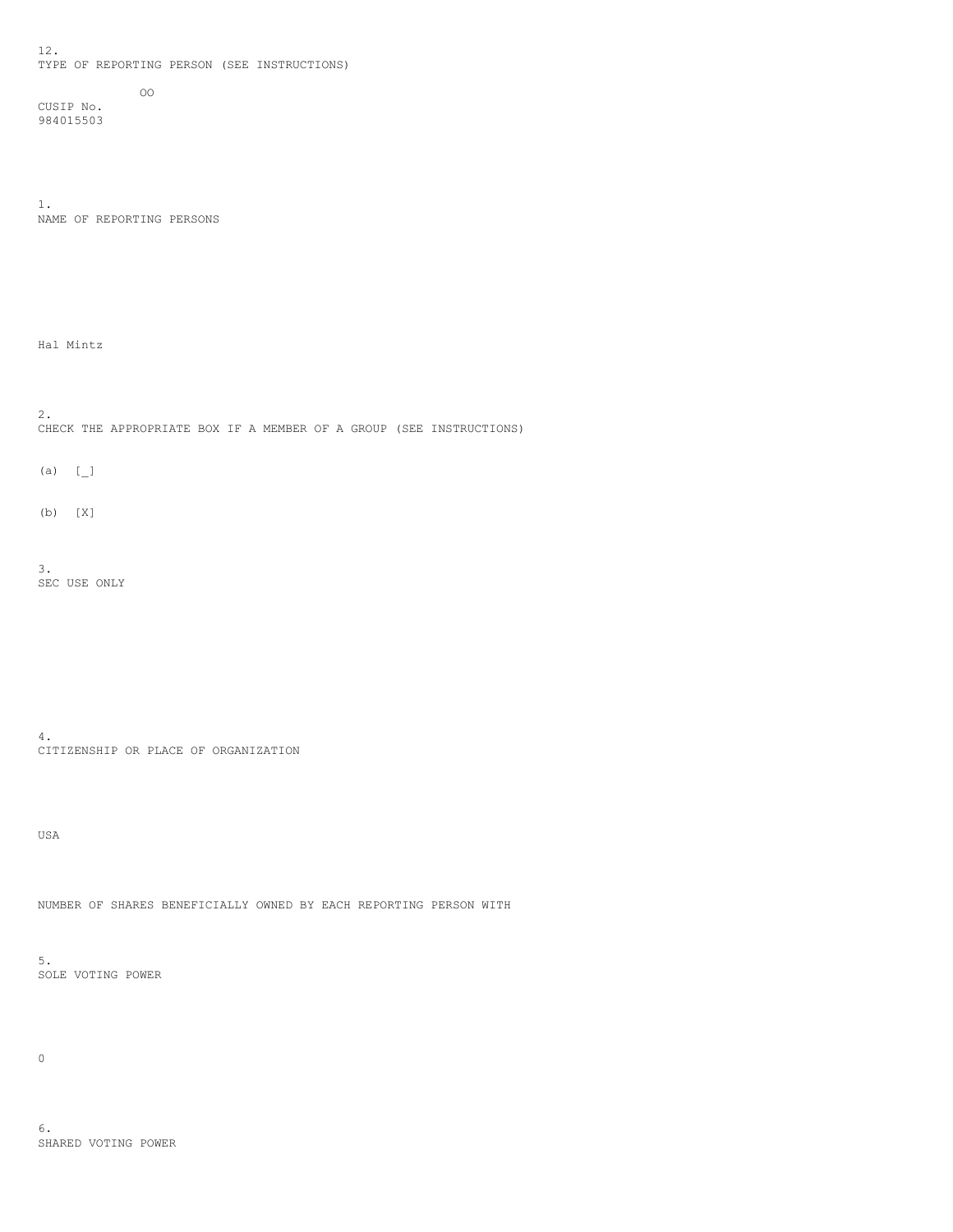12.
TYPE OF REPORTING PERSON (SEE INSTRUCTIONS)

OO

CUSIP No.
984015503

1.
NAME OF REPORTING PERSONS

Hal Mintz

2.
CHECK THE APPROPRIATE BOX IF A MEMBER OF A GROUP (SEE INSTRUCTIONS)

(a) [_]

(b) [X]

3.
SEC USE ONLY

4.
CITIZENSHIP OR PLACE OF ORGANIZATION

USA

NUMBER OF SHARES BENEFICIALLY OWNED BY EACH REPORTING PERSON WITH

5.
SOLE VOTING POWER

0

6.
SHARED VOTING POWER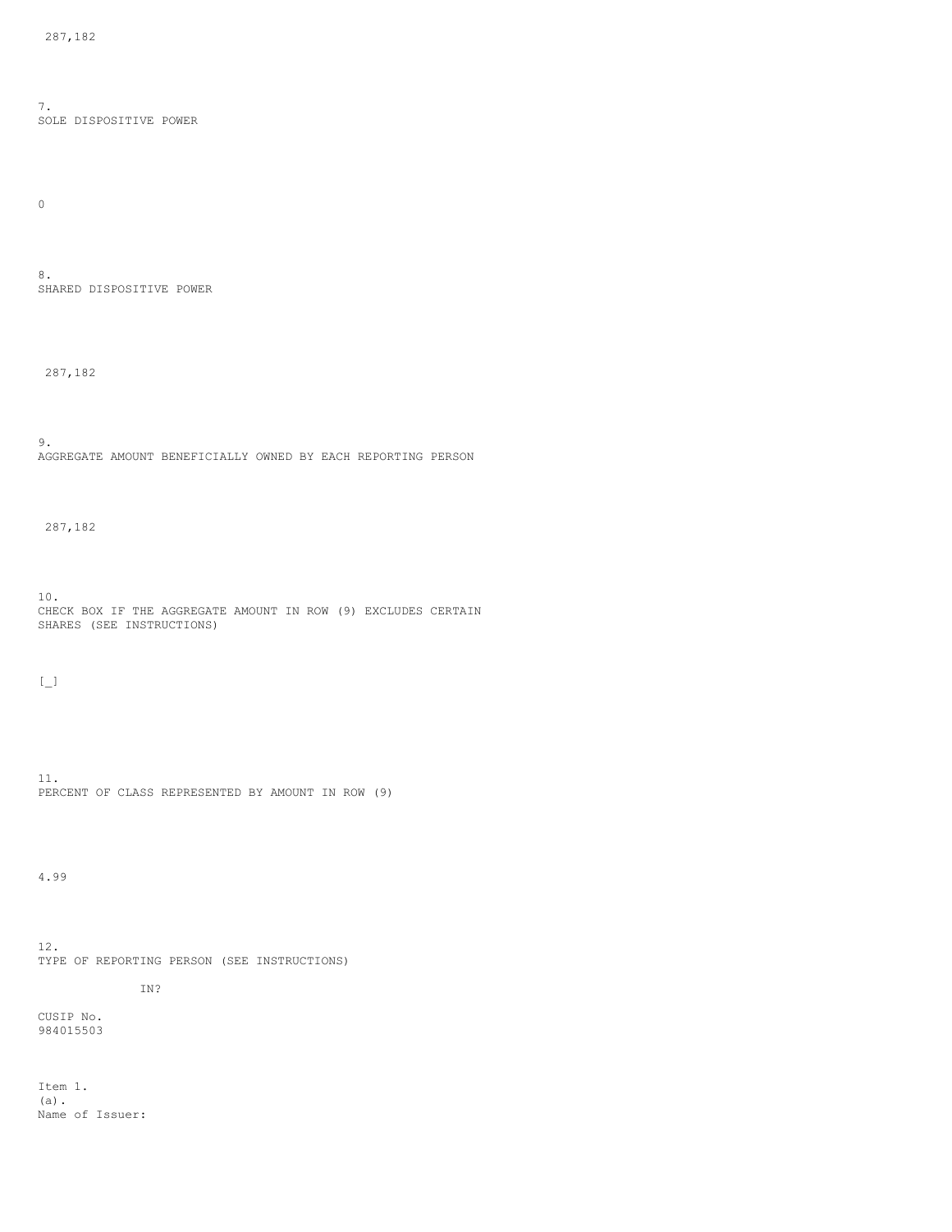287,182

7.
SOLE DISPOSITIVE POWER

0

8.
SHARED DISPOSITIVE POWER

287,182

9.
AGGREGATE AMOUNT BENEFICIALLY OWNED BY EACH REPORTING PERSON

287,182

10.
CHECK BOX IF THE AGGREGATE AMOUNT IN ROW (9) EXCLUDES CERTAIN SHARES (SEE INSTRUCTIONS)

[_]

11.
PERCENT OF CLASS REPRESENTED BY AMOUNT IN ROW (9)

4.99

12.
TYPE OF REPORTING PERSON (SEE INSTRUCTIONS)

IN?

CUSIP No.
984015503

Item 1.
(a).
Name of Issuer: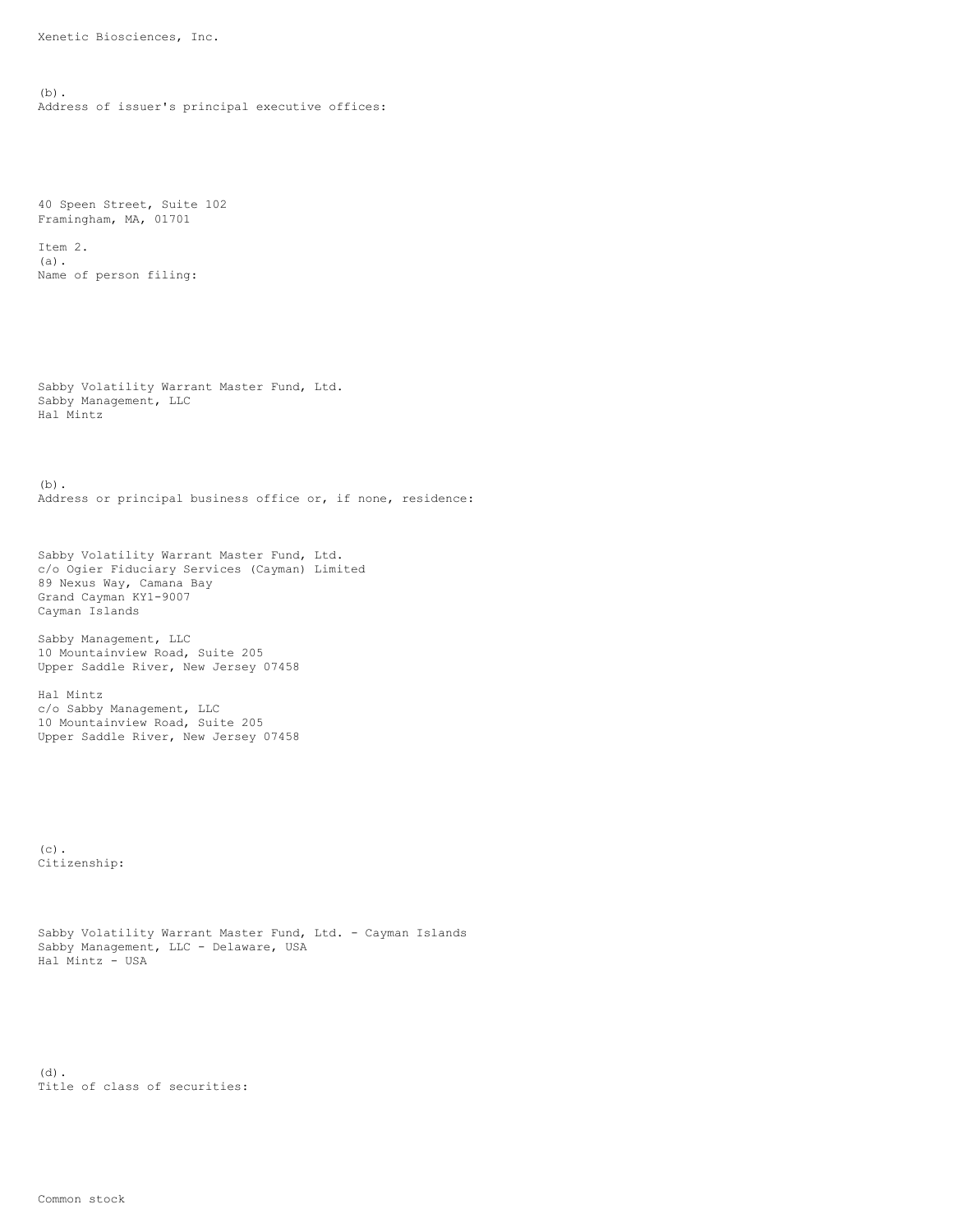Xenetic Biosciences, Inc.

(b).
Address of issuer's principal executive offices:

40 Speen Street, Suite 102
Framingham, MA, 01701

Item 2.
(a).
Name of person filing:

Sabby Volatility Warrant Master Fund, Ltd.
Sabby Management, LLC
Hal Mintz

(b).
Address or principal business office or, if none, residence:

Sabby Volatility Warrant Master Fund, Ltd.
c/o Ogier Fiduciary Services (Cayman) Limited
89 Nexus Way, Camana Bay
Grand Cayman KY1-9007
Cayman Islands

Sabby Management, LLC
10 Mountainview Road, Suite 205
Upper Saddle River, New Jersey 07458

Hal Mintz
c/o Sabby Management, LLC
10 Mountainview Road, Suite 205
Upper Saddle River, New Jersey 07458

(c).
Citizenship:

Sabby Volatility Warrant Master Fund, Ltd. - Cayman Islands
Sabby Management, LLC - Delaware, USA
Hal Mintz - USA

(d).
Title of class of securities:

Common stock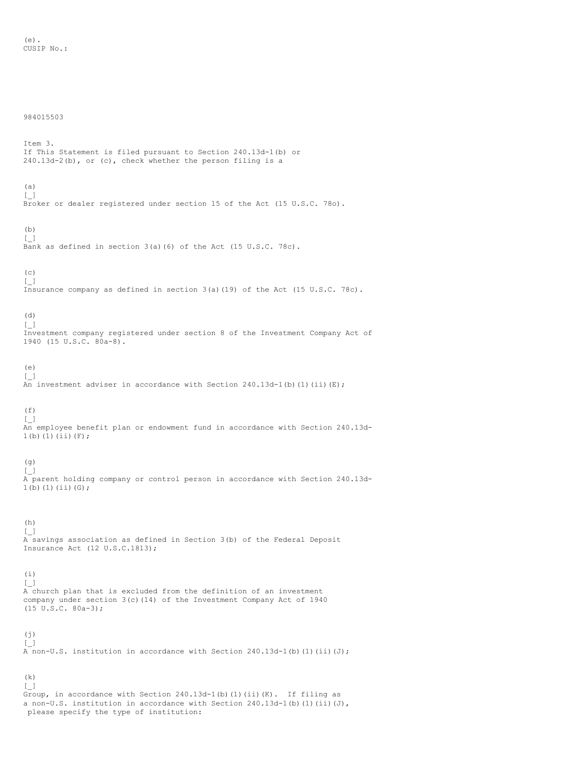(e).
CUSIP No.:

984015503

Item 3.
If This Statement is filed pursuant to Section 240.13d-1(b) or 240.13d-2(b), or (c), check whether the person filing is a

(a)
[_]
Broker or dealer registered under section 15 of the Act (15 U.S.C. 78o).

(b)
[_]
Bank as defined in section 3(a)(6) of the Act (15 U.S.C. 78c).

(c)
[_]
Insurance company as defined in section 3(a)(19) of the Act (15 U.S.C. 78c).

(d)
[_]
Investment company registered under section 8 of the Investment Company Act of 1940 (15 U.S.C. 80a-8).

(e)
[_]
An investment adviser in accordance with Section 240.13d-1(b)(1)(ii)(E);

(f)
[_]
An employee benefit plan or endowment fund in accordance with Section 240.13d-1(b)(1)(ii)(F);

(g)
[_]
A parent holding company or control person in accordance with Section 240.13d-1(b)(1)(ii)(G);

(h)
[_]
A savings association as defined in Section 3(b) of the Federal Deposit Insurance Act (12 U.S.C.1813);

(i)
[_]
A church plan that is excluded from the definition of an investment company under section 3(c)(14) of the Investment Company Act of 1940 (15 U.S.C. 80a-3);

(j)
[_]
A non-U.S. institution in accordance with Section 240.13d-1(b)(1)(ii)(J);

(k)
[_]
Group, in accordance with Section 240.13d-1(b)(1)(ii)(K). If filing as a non-U.S. institution in accordance with Section 240.13d-1(b)(1)(ii)(J), please specify the type of institution: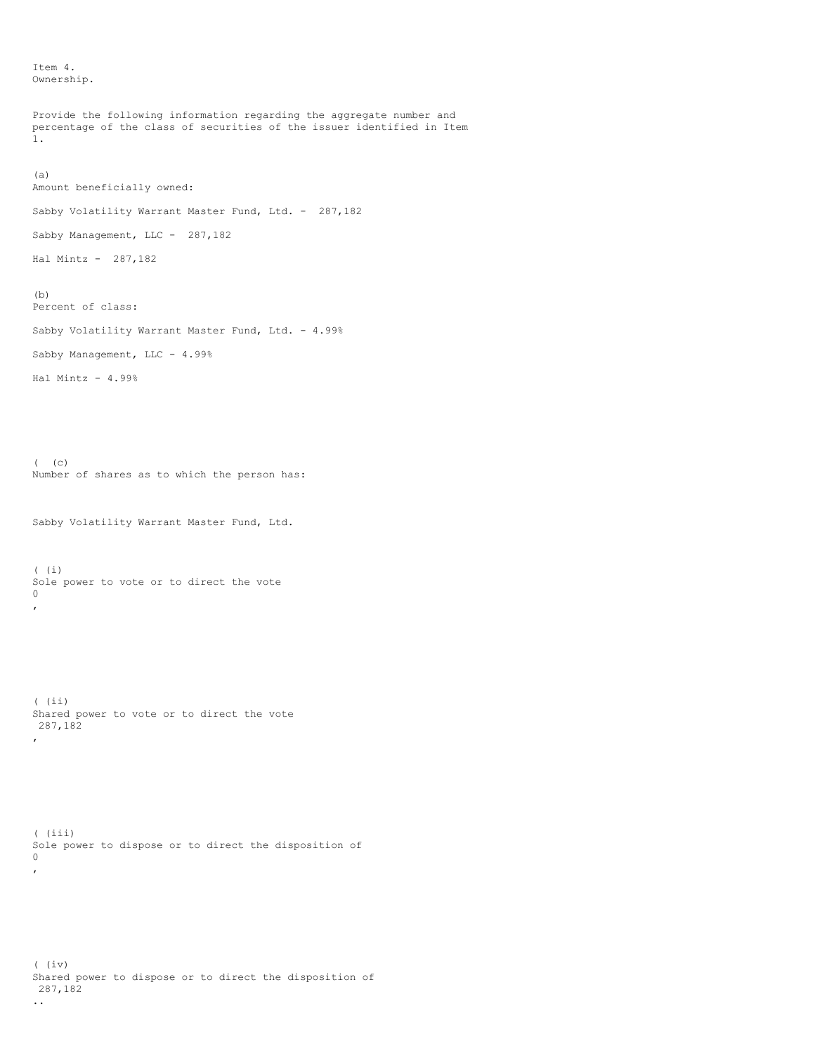Item 4.
Ownership.

Provide the following information regarding the aggregate number and percentage of the class of securities of the issuer identified in Item 1.

(a)
Amount beneficially owned:

Sabby Volatility Warrant Master Fund, Ltd. - 287,182

Sabby Management, LLC - 287,182

Hal Mintz - 287,182

(b)
Percent of class:

Sabby Volatility Warrant Master Fund, Ltd. - 4.99%

Sabby Management, LLC - 4.99%

Hal Mintz - 4.99%

( (c)
Number of shares as to which the person has:

Sabby Volatility Warrant Master Fund, Ltd.

( (i)
Sole power to vote or to direct the vote
0
,

( (ii)
Shared power to vote or to direct the vote
287,182
,

( (iii)
Sole power to dispose or to direct the disposition of
0
,

( (iv)
Shared power to dispose or to direct the disposition of
287,182
..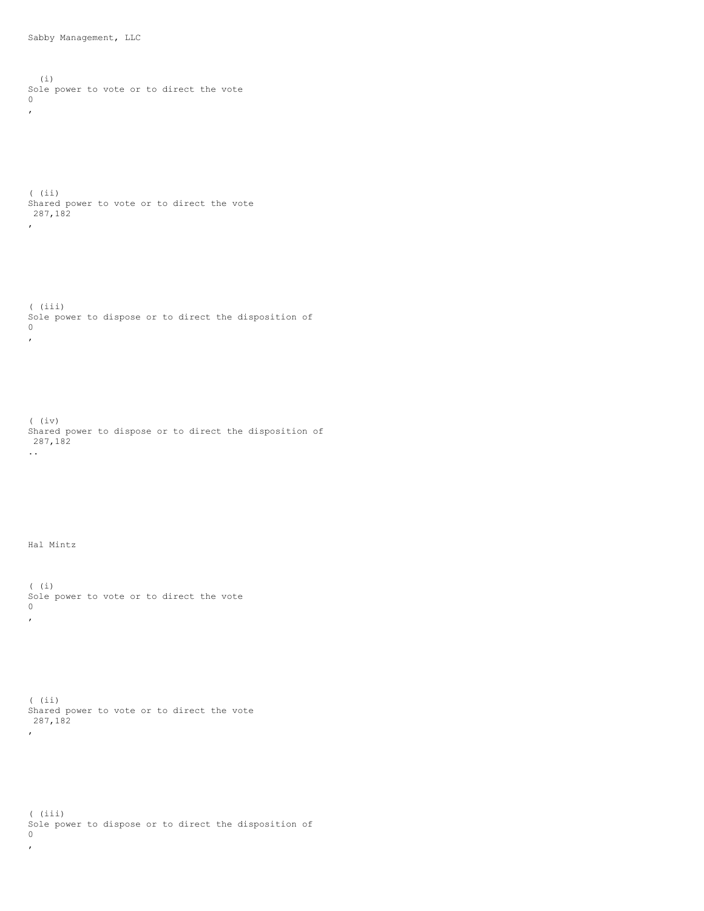Sabby Management, LLC

(i)
Sole power to vote or to direct the vote
0
,

( (ii)
Shared power to vote or to direct the vote
287,182
,

( (iii)
Sole power to dispose or to direct the disposition of
0
,

( (iv)
Shared power to dispose or to direct the disposition of
287,182
..

Hal Mintz

( (i)
Sole power to vote or to direct the vote
0
,

( (ii)
Shared power to vote or to direct the vote
287,182
,

( (iii)
Sole power to dispose or to direct the disposition of
0
,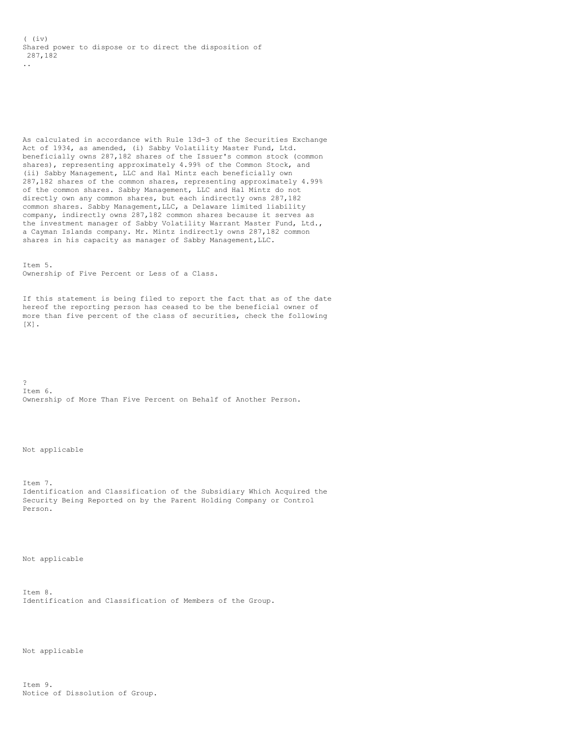( (iv)
Shared power to dispose or to direct the disposition of
287,182
..

As calculated in accordance with Rule 13d-3 of the Securities Exchange Act of 1934, as amended, (i) Sabby Volatility Master Fund, Ltd. beneficially owns 287,182 shares of the Issuer's common stock (common shares), representing approximately 4.99% of the Common Stock, and (ii) Sabby Management, LLC and Hal Mintz each beneficially own 287,182 shares of the common shares, representing approximately 4.99% of the common shares. Sabby Management, LLC and Hal Mintz do not directly own any common shares, but each indirectly owns 287,182 common shares. Sabby Management,LLC, a Delaware limited liability company, indirectly owns 287,182 common shares because it serves as the investment manager of Sabby Volatility Warrant Master Fund, Ltd., a Cayman Islands company. Mr. Mintz indirectly owns 287,182 common shares in his capacity as manager of Sabby Management,LLC.

Item 5.
Ownership of Five Percent or Less of a Class.

If this statement is being filed to report the fact that as of the date hereof the reporting person has ceased to be the beneficial owner of more than five percent of the class of securities, check the following [X].

?
Item 6.
Ownership of More Than Five Percent on Behalf of Another Person.

Not applicable

Item 7.
Identification and Classification of the Subsidiary Which Acquired the Security Being Reported on by the Parent Holding Company or Control Person.

Not applicable

Item 8.
Identification and Classification of Members of the Group.

Not applicable

Item 9.
Notice of Dissolution of Group.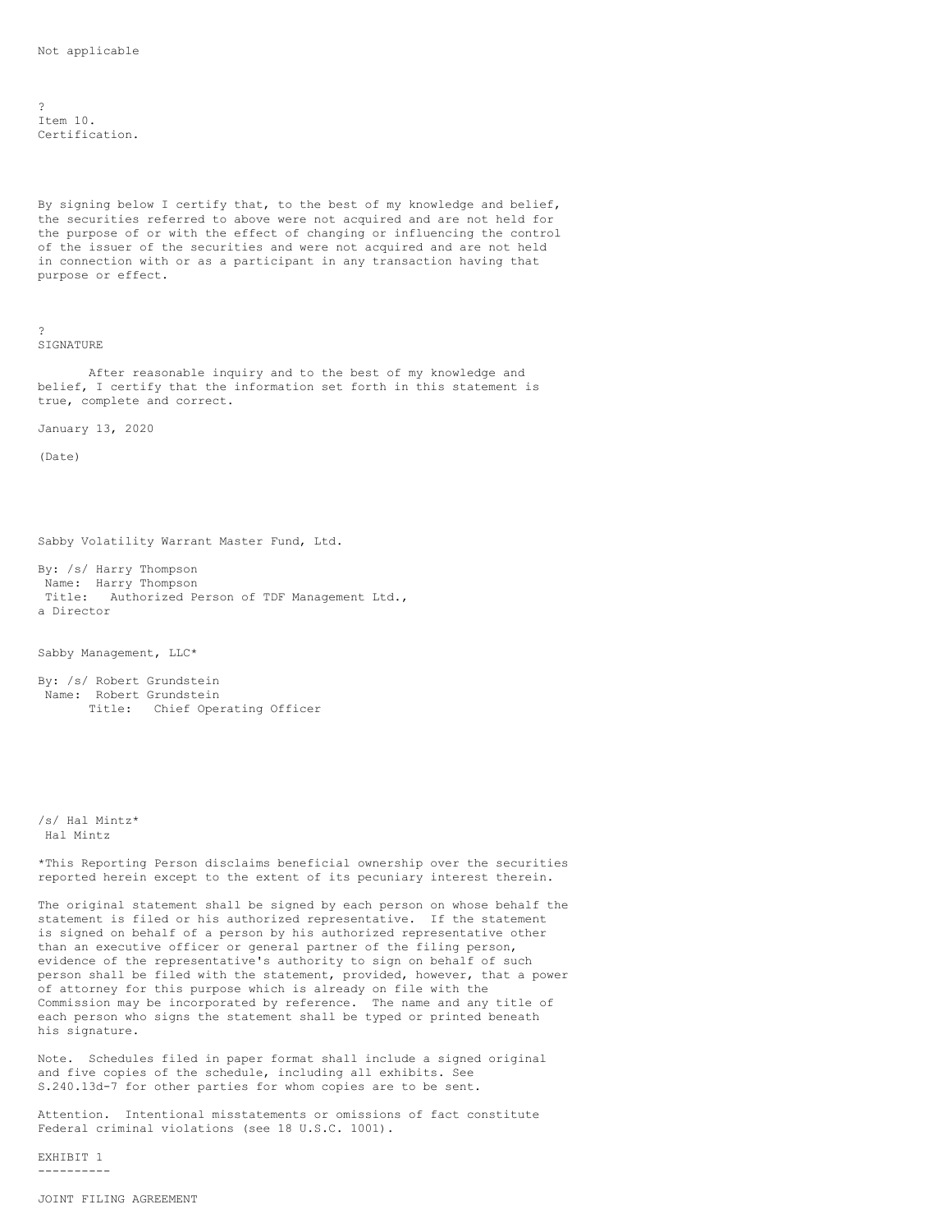Not applicable

?

Item 10.
Certification.

By signing below I certify that, to the best of my knowledge and belief, the securities referred to above were not acquired and are not held for the purpose of or with the effect of changing or influencing the control of the issuer of the securities and were not acquired and are not held in connection with or as a participant in any transaction having that purpose or effect.

?

SIGNATURE

After reasonable inquiry and to the best of my knowledge and belief, I certify that the information set forth in this statement is true, complete and correct.

January 13, 2020

(Date)

Sabby Volatility Warrant Master Fund, Ltd.

By: /s/ Harry Thompson
Name: Harry Thompson
Title: Authorized Person of TDF Management Ltd., a Director

Sabby Management, LLC*

By: /s/ Robert Grundstein
Name: Robert Grundstein
Title: Chief Operating Officer

/s/ Hal Mintz*
Hal Mintz

*This Reporting Person disclaims beneficial ownership over the securities reported herein except to the extent of its pecuniary interest therein.

The original statement shall be signed by each person on whose behalf the statement is filed or his authorized representative. If the statement is signed on behalf of a person by his authorized representative other than an executive officer or general partner of the filing person, evidence of the representative's authority to sign on behalf of such person shall be filed with the statement, provided, however, that a power of attorney for this purpose which is already on file with the Commission may be incorporated by reference. The name and any title of each person who signs the statement shall be typed or printed beneath his signature.

Note. Schedules filed in paper format shall include a signed original and five copies of the schedule, including all exhibits. See S.240.13d-7 for other parties for whom copies are to be sent.

Attention. Intentional misstatements or omissions of fact constitute Federal criminal violations (see 18 U.S.C. 1001).

EXHIBIT 1
----------

JOINT FILING AGREEMENT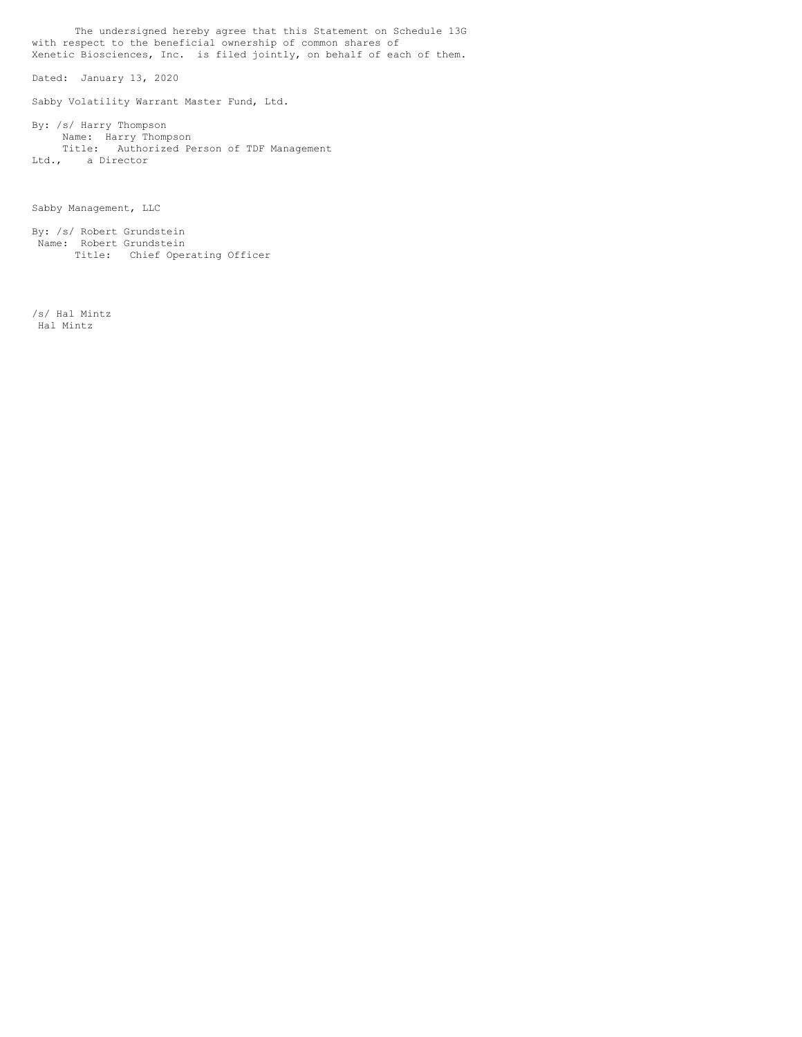The undersigned hereby agree that this Statement on Schedule 13G with respect to the beneficial ownership of common shares of Xenetic Biosciences, Inc. is filed jointly, on behalf of each of them.

Dated: January 13, 2020

Sabby Volatility Warrant Master Fund, Ltd.

By: /s/ Harry Thompson
Name: Harry Thompson
Title: Authorized Person of TDF Management Ltd., a Director

Sabby Management, LLC

By: /s/ Robert Grundstein
Name: Robert Grundstein
Title: Chief Operating Officer

/s/ Hal Mintz
Hal Mintz